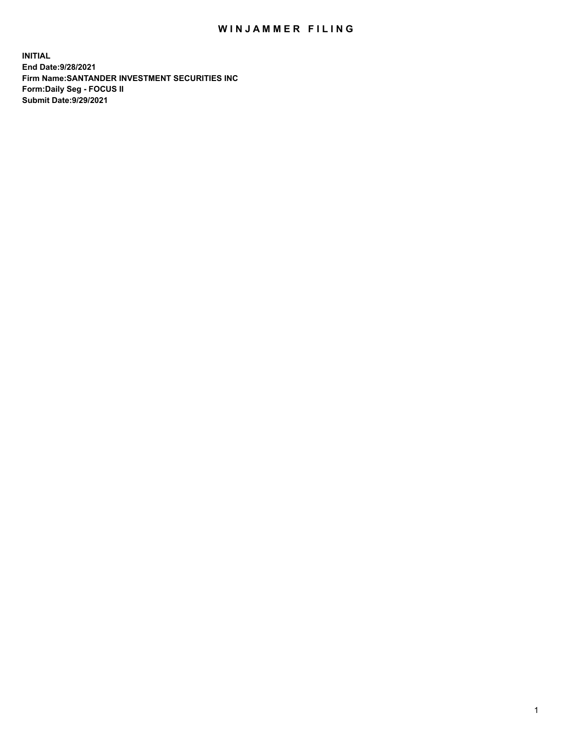# WINJAMMER FILING

**INITIAL**
**End Date:9/28/2021**
**Firm Name:SANTANDER INVESTMENT SECURITIES INC**
**Form:Daily Seg - FOCUS II**
**Submit Date:9/29/2021**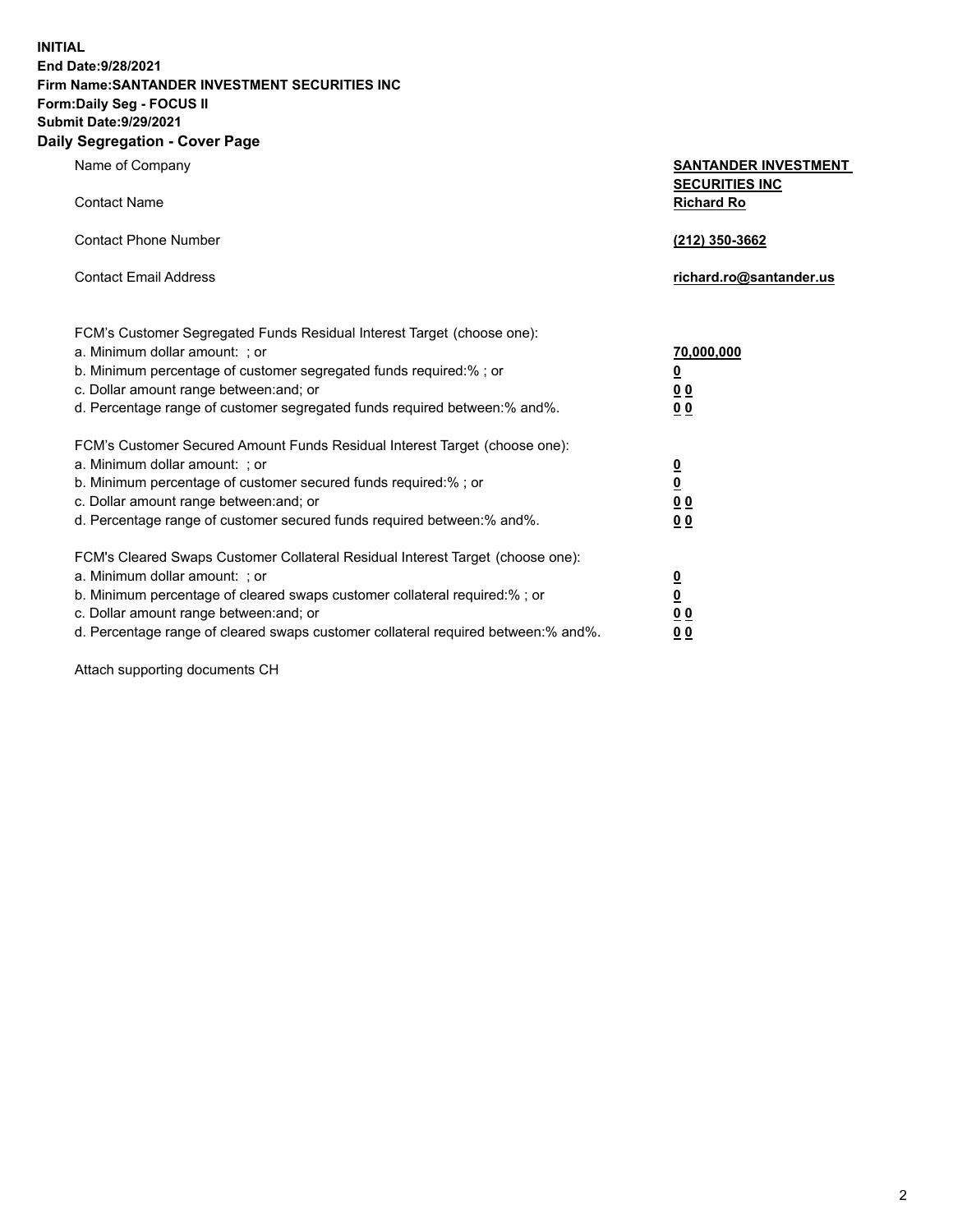**INITIAL**
**End Date:9/28/2021**
**Firm Name:SANTANDER INVESTMENT SECURITIES INC**
**Form:Daily Seg - FOCUS II**
**Submit Date:9/29/2021**

## Daily Segregation - Cover Page

| | |
|---|---|
| Name of Company | **SANTANDER INVESTMENT SECURITIES INC** |
| Contact Name | **Richard Ro** |
| Contact Phone Number | **(212) 350-3662** |
| Contact Email Address | **richard.ro@santander.us** |

| | |
|---|---|
| FCM's Customer Segregated Funds Residual Interest Target (choose one): | |
| a. Minimum dollar amount: ; or | **70,000,000** |
| b. Minimum percentage of customer segregated funds required:% ; or | **0** |
| c. Dollar amount range between:and; or | **0 0** |
| d. Percentage range of customer segregated funds required between:% and%. | **0 0** |
| FCM's Customer Secured Amount Funds Residual Interest Target (choose one): | |
| a. Minimum dollar amount: ; or | **0** |
| b. Minimum percentage of customer secured funds required:% ; or | **0** |
| c. Dollar amount range between:and; or | **0 0** |
| d. Percentage range of customer secured funds required between:% and%. | **0 0** |
| FCM's Cleared Swaps Customer Collateral Residual Interest Target (choose one): | |
| a. Minimum dollar amount: ; or | **0** |
| b. Minimum percentage of cleared swaps customer collateral required:% ; or | **0** |
| c. Dollar amount range between:and; or | **0 0** |
| d. Percentage range of cleared swaps customer collateral required between:% and%. | **0 0** |

Attach supporting documents CH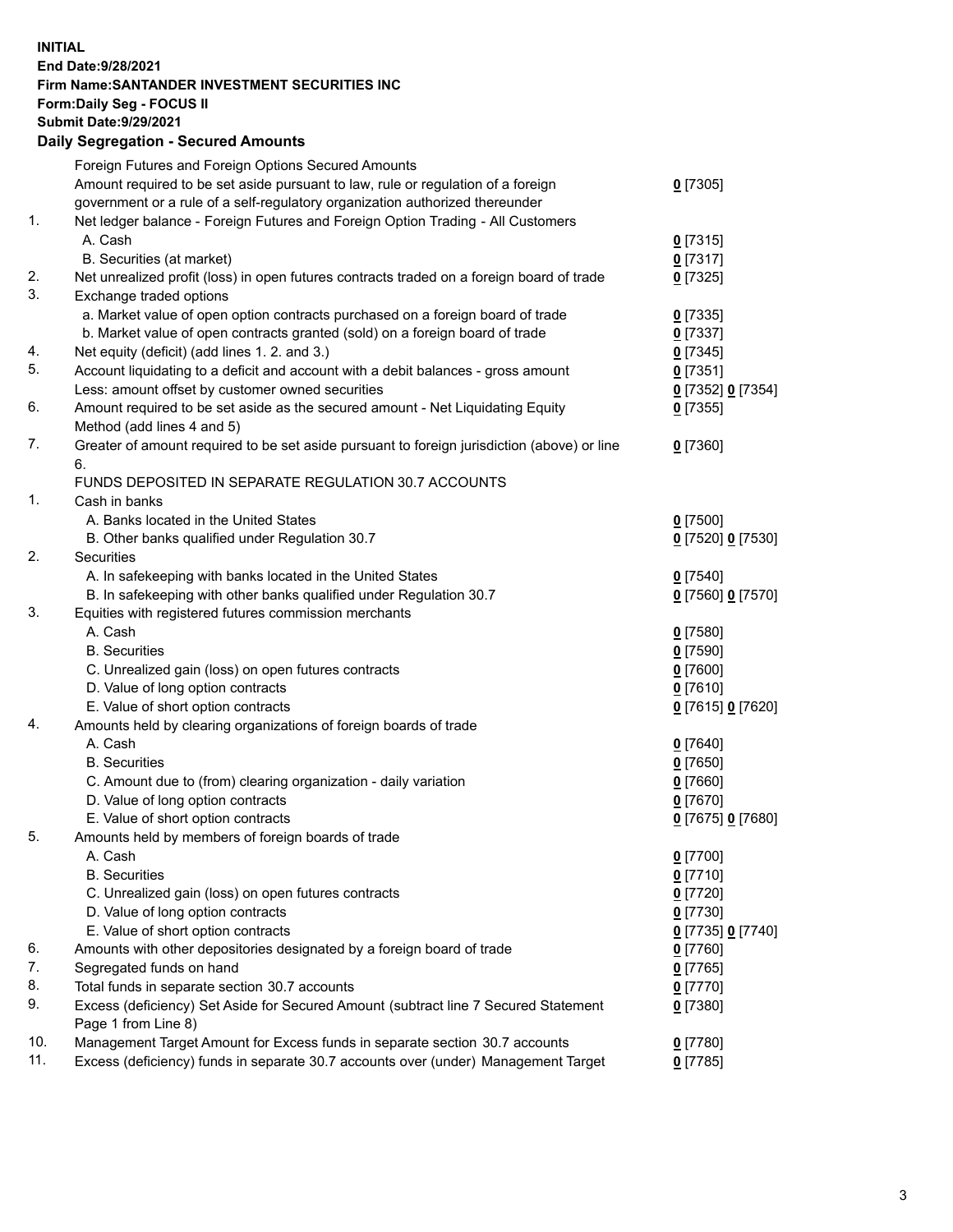**INITIAL**
**End Date:9/28/2021**
**Firm Name:SANTANDER INVESTMENT SECURITIES INC**
**Form:Daily Seg - FOCUS II**
**Submit Date:9/29/2021**

## Daily Segregation - Secured Amounts

| | | |
|---|---|---|
| | Foreign Futures and Foreign Options Secured Amounts | |
| | Amount required to be set aside pursuant to law, rule or regulation of a foreign government or a rule of a self-regulatory organization authorized thereunder | **0** [7305] |
| 1. | Net ledger balance - Foreign Futures and Foreign Option Trading - All Customers | |
| | A. Cash | **0** [7315] |
| | B. Securities (at market) | **0** [7317] |
| 2. | Net unrealized profit (loss) in open futures contracts traded on a foreign board of trade | **0** [7325] |
| 3. | Exchange traded options | |
| | a. Market value of open option contracts purchased on a foreign board of trade | **0** [7335] |
| | b. Market value of open contracts granted (sold) on a foreign board of trade | **0** [7337] |
| 4. | Net equity (deficit) (add lines 1. 2. and 3.) | **0** [7345] |
| 5. | Account liquidating to a deficit and account with a debit balances - gross amount | **0** [7351] |
| | Less: amount offset by customer owned securities | **0** [7352] **0** [7354] |
| 6. | Amount required to be set aside as the secured amount - Net Liquidating Equity Method (add lines 4 and 5) | **0** [7355] |
| 7. | Greater of amount required to be set aside pursuant to foreign jurisdiction (above) or line 6. | **0** [7360] |
| | FUNDS DEPOSITED IN SEPARATE REGULATION 30.7 ACCOUNTS | |
| 1. | Cash in banks | |
| | A. Banks located in the United States | **0** [7500] |
| | B. Other banks qualified under Regulation 30.7 | **0** [7520] **0** [7530] |
| 2. | Securities | |
| | A. In safekeeping with banks located in the United States | **0** [7540] |
| | B. In safekeeping with other banks qualified under Regulation 30.7 | **0** [7560] **0** [7570] |
| 3. | Equities with registered futures commission merchants | |
| | A. Cash | **0** [7580] |
| | B. Securities | **0** [7590] |
| | C. Unrealized gain (loss) on open futures contracts | **0** [7600] |
| | D. Value of long option contracts | **0** [7610] |
| | E. Value of short option contracts | **0** [7615] **0** [7620] |
| 4. | Amounts held by clearing organizations of foreign boards of trade | |
| | A. Cash | **0** [7640] |
| | B. Securities | **0** [7650] |
| | C. Amount due to (from) clearing organization - daily variation | **0** [7660] |
| | D. Value of long option contracts | **0** [7670] |
| | E. Value of short option contracts | **0** [7675] **0** [7680] |
| 5. | Amounts held by members of foreign boards of trade | |
| | A. Cash | **0** [7700] |
| | B. Securities | **0** [7710] |
| | C. Unrealized gain (loss) on open futures contracts | **0** [7720] |
| | D. Value of long option contracts | **0** [7730] |
| | E. Value of short option contracts | **0** [7735] **0** [7740] |
| 6. | Amounts with other depositories designated by a foreign board of trade | **0** [7760] |
| 7. | Segregated funds on hand | **0** [7765] |
| 8. | Total funds in separate section 30.7 accounts | **0** [7770] |
| 9. | Excess (deficiency) Set Aside for Secured Amount (subtract line 7 Secured Statement Page 1 from Line 8) | **0** [7380] |
| 10. | Management Target Amount for Excess funds in separate section 30.7 accounts | **0** [7780] |
| 11. | Excess (deficiency) funds in separate 30.7 accounts over (under) Management Target | **0** [7785] |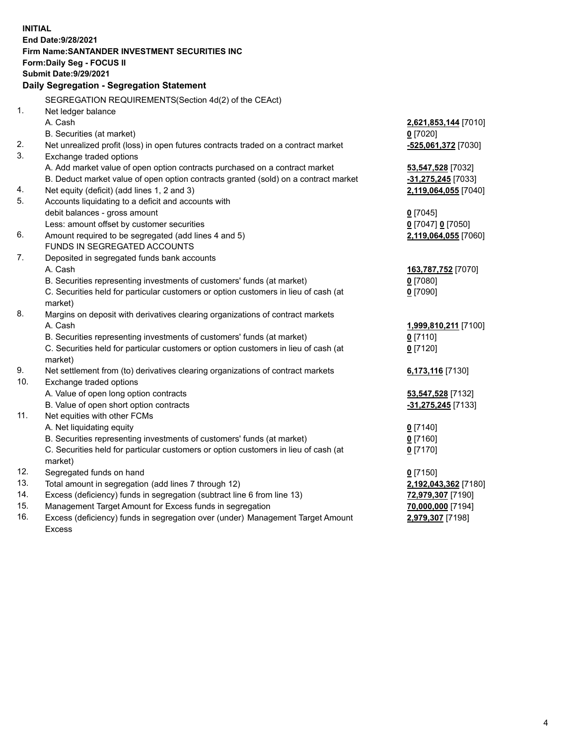**INITIAL**
**End Date:9/28/2021**
**Firm Name:SANTANDER INVESTMENT SECURITIES INC**
**Form:Daily Seg - FOCUS II**
**Submit Date:9/29/2021**

## Daily Segregation - Segregation Statement

| | | |
|---|---|---|
| | SEGREGATION REQUIREMENTS(Section 4d(2) of the CEAct) | |
| 1. | Net ledger balance | |
| | A. Cash | **2,621,853,144** [7010] |
| | B. Securities (at market) | **0** [7020] |
| 2. | Net unrealized profit (loss) in open futures contracts traded on a contract market | **-525,061,372** [7030] |
| 3. | Exchange traded options | |
| | A. Add market value of open option contracts purchased on a contract market | **53,547,528** [7032] |
| | B. Deduct market value of open option contracts granted (sold) on a contract market | **-31,275,245** [7033] |
| 4. | Net equity (deficit) (add lines 1, 2 and 3) | **2,119,064,055** [7040] |
| 5. | Accounts liquidating to a deficit and accounts with debit balances - gross amount | **0** [7045] |
| | Less: amount offset by customer securities | **0** [7047] **0** [7050] |
| 6. | Amount required to be segregated (add lines 4 and 5) | **2,119,064,055** [7060] |
| | FUNDS IN SEGREGATED ACCOUNTS | |
| 7. | Deposited in segregated funds bank accounts | |
| | A. Cash | **163,787,752** [7070] |
| | B. Securities representing investments of customers' funds (at market) | **0** [7080] |
| | C. Securities held for particular customers or option customers in lieu of cash (at market) | **0** [7090] |
| 8. | Margins on deposit with derivatives clearing organizations of contract markets | |
| | A. Cash | **1,999,810,211** [7100] |
| | B. Securities representing investments of customers' funds (at market) | **0** [7110] |
| | C. Securities held for particular customers or option customers in lieu of cash (at market) | **0** [7120] |
| 9. | Net settlement from (to) derivatives clearing organizations of contract markets | **6,173,116** [7130] |
| 10. | Exchange traded options | |
| | A. Value of open long option contracts | **53,547,528** [7132] |
| | B. Value of open short option contracts | **-31,275,245** [7133] |
| 11. | Net equities with other FCMs | |
| | A. Net liquidating equity | **0** [7140] |
| | B. Securities representing investments of customers' funds (at market) | **0** [7160] |
| | C. Securities held for particular customers or option customers in lieu of cash (at market) | **0** [7170] |
| 12. | Segregated funds on hand | **0** [7150] |
| 13. | Total amount in segregation (add lines 7 through 12) | **2,192,043,362** [7180] |
| 14. | Excess (deficiency) funds in segregation (subtract line 6 from line 13) | **72,979,307** [7190] |
| 15. | Management Target Amount for Excess funds in segregation | **70,000,000** [7194] |
| 16. | Excess (deficiency) funds in segregation over (under) Management Target Amount Excess | **2,979,307** [7198] |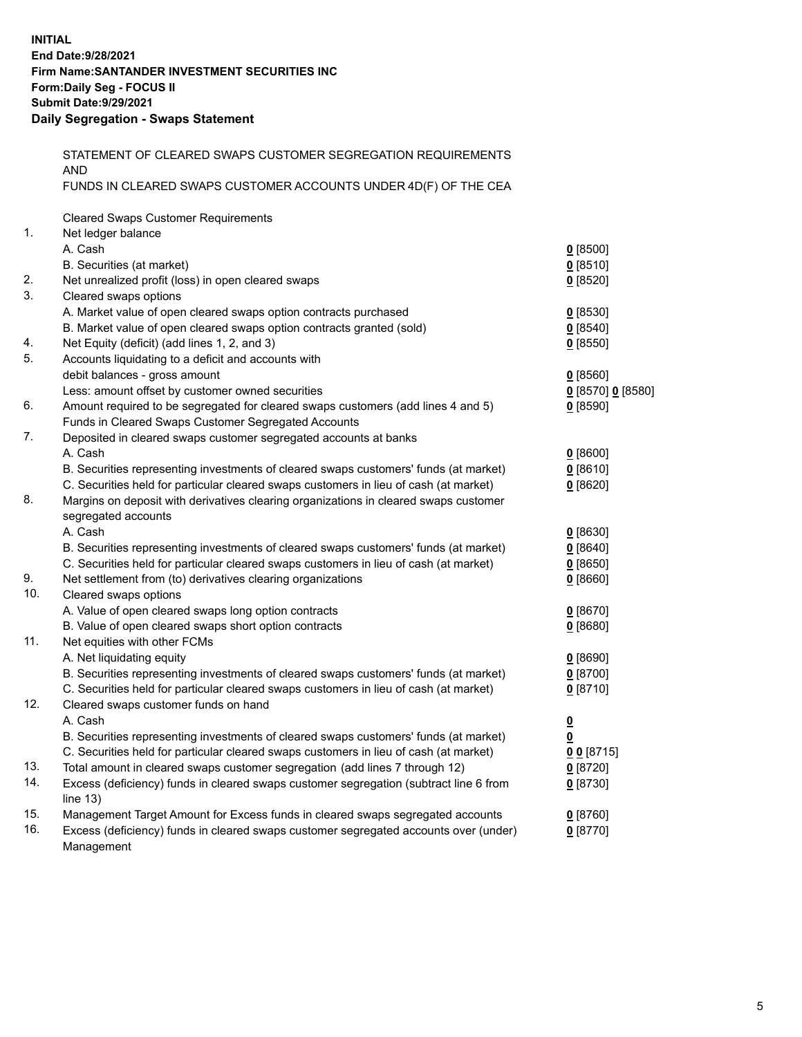**INITIAL**
**End Date:9/28/2021**
**Firm Name:SANTANDER INVESTMENT SECURITIES INC**
**Form:Daily Seg - FOCUS II**
**Submit Date:9/29/2021**
**Daily Segregation - Swaps Statement**

STATEMENT OF CLEARED SWAPS CUSTOMER SEGREGATION REQUIREMENTS AND FUNDS IN CLEARED SWAPS CUSTOMER ACCOUNTS UNDER 4D(F) OF THE CEA

| | | |
|---|---|---|
| | Cleared Swaps Customer Requirements | |
| 1. | Net ledger balance | |
| | A. Cash | 0 [8500] |
| | B. Securities (at market) | 0 [8510] |
| 2. | Net unrealized profit (loss) in open cleared swaps | 0 [8520] |
| 3. | Cleared swaps options | |
| | A. Market value of open cleared swaps option contracts purchased | 0 [8530] |
| | B. Market value of open cleared swaps option contracts granted (sold) | 0 [8540] |
| 4. | Net Equity (deficit) (add lines 1, 2, and 3) | 0 [8550] |
| 5. | Accounts liquidating to a deficit and accounts with debit balances - gross amount | 0 [8560] |
| | Less: amount offset by customer owned securities | 0 [8570] 0 [8580] |
| 6. | Amount required to be segregated for cleared swaps customers (add lines 4 and 5) | 0 [8590] |
| | Funds in Cleared Swaps Customer Segregated Accounts | |
| 7. | Deposited in cleared swaps customer segregated accounts at banks | |
| | A. Cash | 0 [8600] |
| | B. Securities representing investments of cleared swaps customers' funds (at market) | 0 [8610] |
| | C. Securities held for particular cleared swaps customers in lieu of cash (at market) | 0 [8620] |
| 8. | Margins on deposit with derivatives clearing organizations in cleared swaps customer segregated accounts | |
| | A. Cash | 0 [8630] |
| | B. Securities representing investments of cleared swaps customers' funds (at market) | 0 [8640] |
| | C. Securities held for particular cleared swaps customers in lieu of cash (at market) | 0 [8650] |
| 9. | Net settlement from (to) derivatives clearing organizations | 0 [8660] |
| 10. | Cleared swaps options | |
| | A. Value of open cleared swaps long option contracts | 0 [8670] |
| | B. Value of open cleared swaps short option contracts | 0 [8680] |
| 11. | Net equities with other FCMs | |
| | A. Net liquidating equity | 0 [8690] |
| | B. Securities representing investments of cleared swaps customers' funds (at market) | 0 [8700] |
| | C. Securities held for particular cleared swaps customers in lieu of cash (at market) | 0 [8710] |
| 12. | Cleared swaps customer funds on hand | |
| | A. Cash | 0 |
| | B. Securities representing investments of cleared swaps customers' funds (at market) | 0 |
| | C. Securities held for particular cleared swaps customers in lieu of cash (at market) | 0 0 [8715] |
| 13. | Total amount in cleared swaps customer segregation (add lines 7 through 12) | 0 [8720] |
| 14. | Excess (deficiency) funds in cleared swaps customer segregation (subtract line 6 from line 13) | 0 [8730] |
| 15. | Management Target Amount for Excess funds in cleared swaps segregated accounts | 0 [8760] |
| 16. | Excess (deficiency) funds in cleared swaps customer segregated accounts over (under) Management | 0 [8770] |